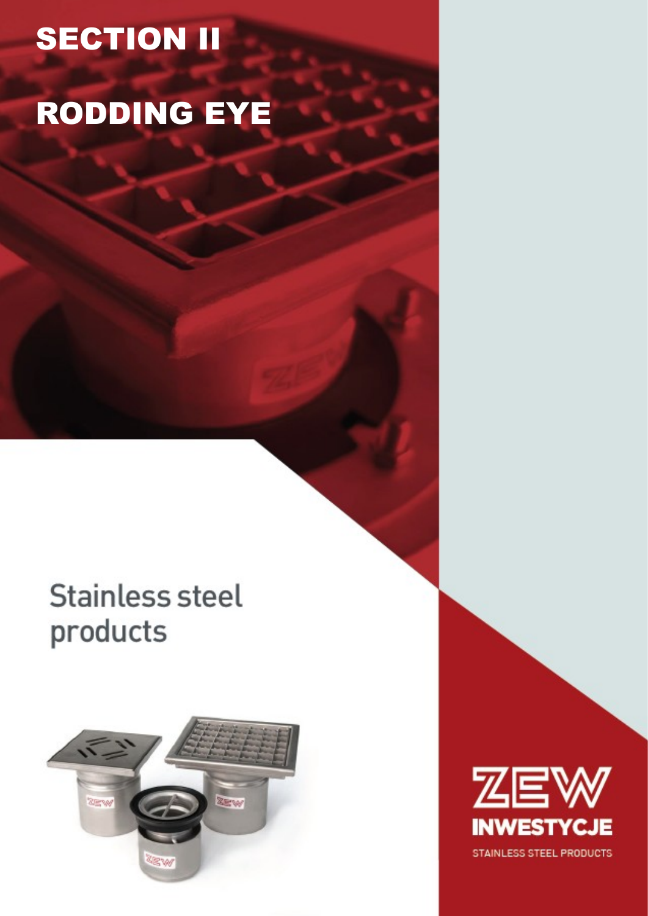# SECTION II

# RODDING EYE

## Stainless steel products

ZEW

**INWESTYCJE**

STAINLESS STEEL PRODUCTS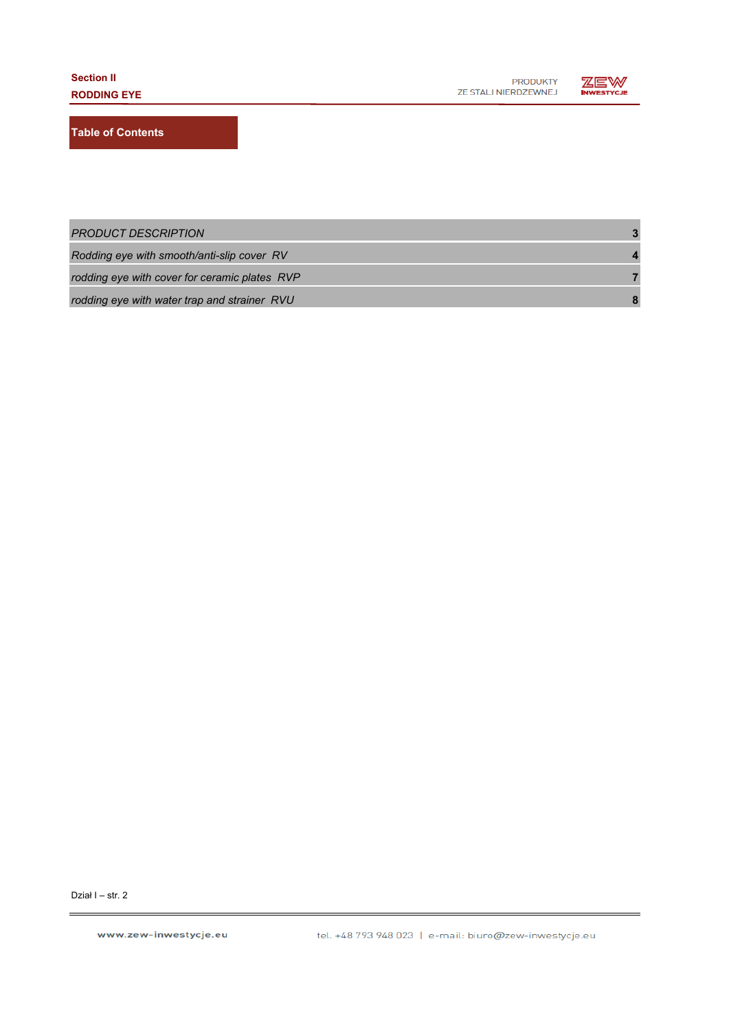## Table of Contents

| | |
|---|---|
| *PRODUCT DESCRIPTION* | **3** |
| *Rodding eye with smooth/anti-slip cover  RV* | **4** |
| *rodding eye with cover for ceramic plates  RVP* | **7** |
| *rodding eye with water trap and strainer  RVU* | **8** |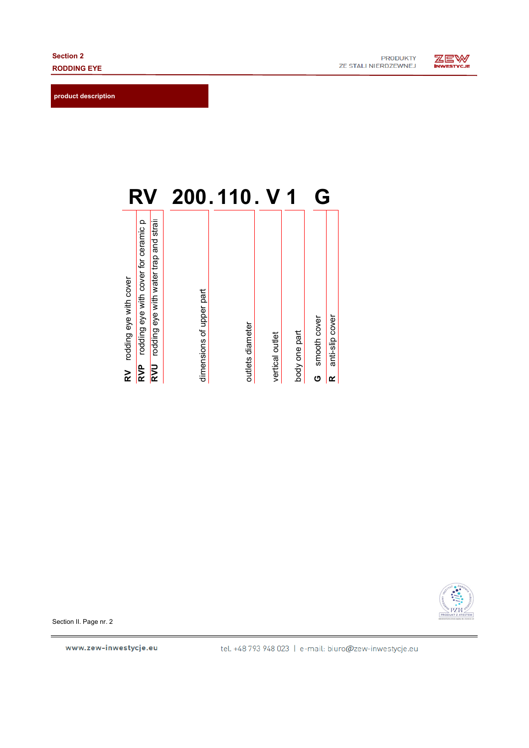## product description

**RV 200.110. V 1 G**

| Code | Meaning |
|---|---|
| **RV** | rodding eye with cover |
| **RVP** | rodding eye with cover for ceramic p |
| **RVU** | rodding eye with water trap and strai |
| **200** | dimensions of upper part |
| **110** | outlets diameter |
| **V** | vertical outlet |
| **1** | body one part |
| **G** | smooth cover |
| **R** | anti-slip cover |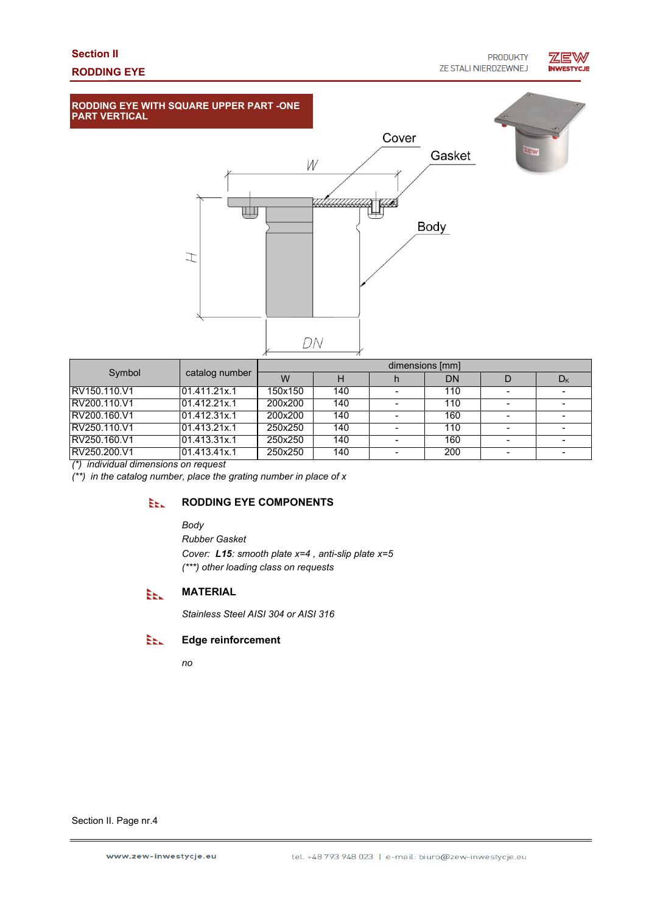## Section II

## RODDING EYE

### RODDING EYE WITH SQUARE UPPER PART -ONE PART VERTICAL

Cover

Gasket

Body

W

H

DN

| Symbol | catalog number | dimensions [mm] | | | | | |
|---|---|---|---|---|---|---|---|
| | | W | H | h | DN | D | $D_K$ |
| RV150.110.V1 | 01.411.21x.1 | 150x150 | 140 | - | 110 | - | - |
| RV200.110.V1 | 01.412.21x.1 | 200x200 | 140 | - | 110 | - | - |
| RV200.160.V1 | 01.412.31x.1 | 200x200 | 140 | - | 160 | - | - |
| RV250.110.V1 | 01.413.21x.1 | 250x250 | 140 | - | 110 | - | - |
| RV250.160.V1 | 01.413.31x.1 | 250x250 | 140 | - | 160 | - | - |
| RV250.200.V1 | 01.413.41x.1 | 250x250 | 140 | - | 200 | - | - |

*(\*) individual dimensions on request*

*(\*\*) in the catalog number, place the grating number in place of x*

### RODDING EYE COMPONENTS

*Body*

*Rubber Gasket*

*Cover: **L15**: smooth plate x=4 , anti-slip plate x=5*

*(\*\*\*) other loading class on requests*

### MATERIAL

*Stainless Steel AISI 304 or AISI 316*

### Edge reinforcement

*no*

Section II. Page nr.4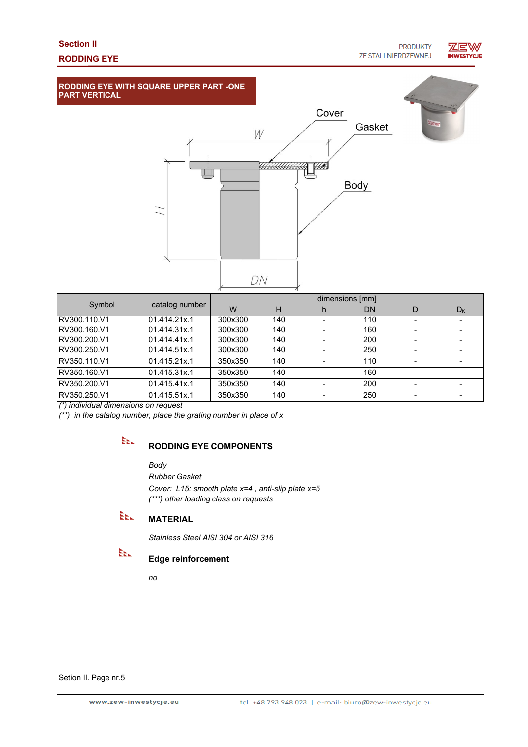## Section II
## RODDING EYE

### RODDING EYE WITH SQUARE UPPER PART -ONE PART VERTICAL

Cover

Gasket

Body

W

H

DN

| Symbol | catalog number | dimensions [mm] | | | | | |
|---|---|---|---|---|---|---|---|
| | | W | H | h | DN | D | $D_K$ |
| RV300.110.V1 | 01.414.21x.1 | 300x300 | 140 | - | 110 | - | - |
| RV300.160.V1 | 01.414.31x.1 | 300x300 | 140 | - | 160 | - | - |
| RV300.200.V1 | 01.414.41x.1 | 300x300 | 140 | - | 200 | - | - |
| RV300.250.V1 | 01.414.51x.1 | 300x300 | 140 | - | 250 | - | - |
| RV350.110.V1 | 01.415.21x.1 | 350x350 | 140 | - | 110 | - | - |
| RV350.160.V1 | 01.415.31x.1 | 350x350 | 140 | - | 160 | - | - |
| RV350.200.V1 | 01.415.41x.1 | 350x350 | 140 | - | 200 | - | - |
| RV350.250.V1 | 01.415.51x.1 | 350x350 | 140 | - | 250 | - | - |

*(\*) individual dimensions on request*

*(\*\*) in the catalog number, place the grating number in place of x*

### RODDING EYE COMPONENTS

*Body*

*Rubber Gasket*

*Cover: L15: smooth plate x=4 , anti-slip plate x=5*

*(\*\*\*) other loading class on requests*

### MATERIAL

*Stainless Steel AISI 304 or AISI 316*

### Edge reinforcement

*no*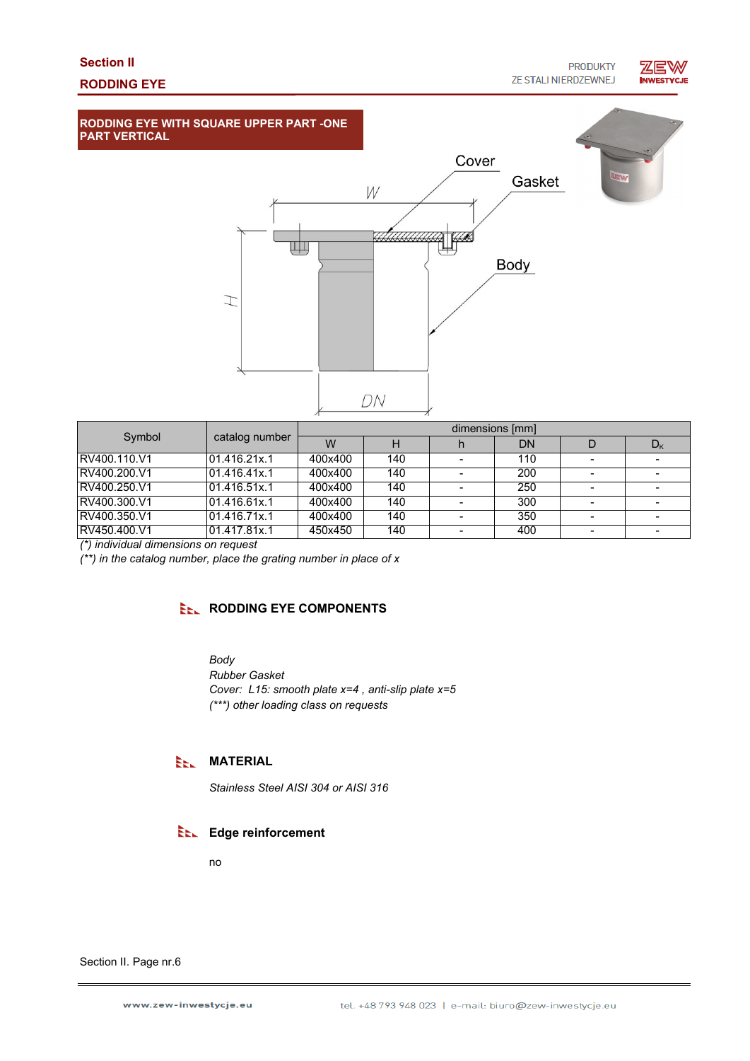## Section II

## RODDING EYE

### RODDING EYE WITH SQUARE UPPER PART -ONE PART VERTICAL

| Symbol | catalog number | dimensions [mm] | | | | | |
|---|---|---|---|---|---|---|---|
| | | W | H | h | DN | D | $D_K$ |
| RV400.110.V1 | 01.416.21x.1 | 400x400 | 140 | - | 110 | - | - |
| RV400.200.V1 | 01.416.41x.1 | 400x400 | 140 | - | 200 | - | - |
| RV400.250.V1 | 01.416.51x.1 | 400x400 | 140 | - | 250 | - | - |
| RV400.300.V1 | 01.416.61x.1 | 400x400 | 140 | - | 300 | - | - |
| RV400.350.V1 | 01.416.71x.1 | 400x400 | 140 | - | 350 | - | - |
| RV450.400.V1 | 01.417.81x.1 | 450x450 | 140 | - | 400 | - | - |

*(\*) individual dimensions on request*

*(\*\*) in the catalog number, place the grating number in place of x*

### RODDING EYE COMPONENTS

*Body*
*Rubber Gasket*
*Cover: L15: smooth plate x=4 , anti-slip plate x=5*
*(\*\*\*) other loading class on requests*

### MATERIAL

*Stainless Steel AISI 304 or AISI 316*

### Edge reinforcement

no

Section II. Page nr.6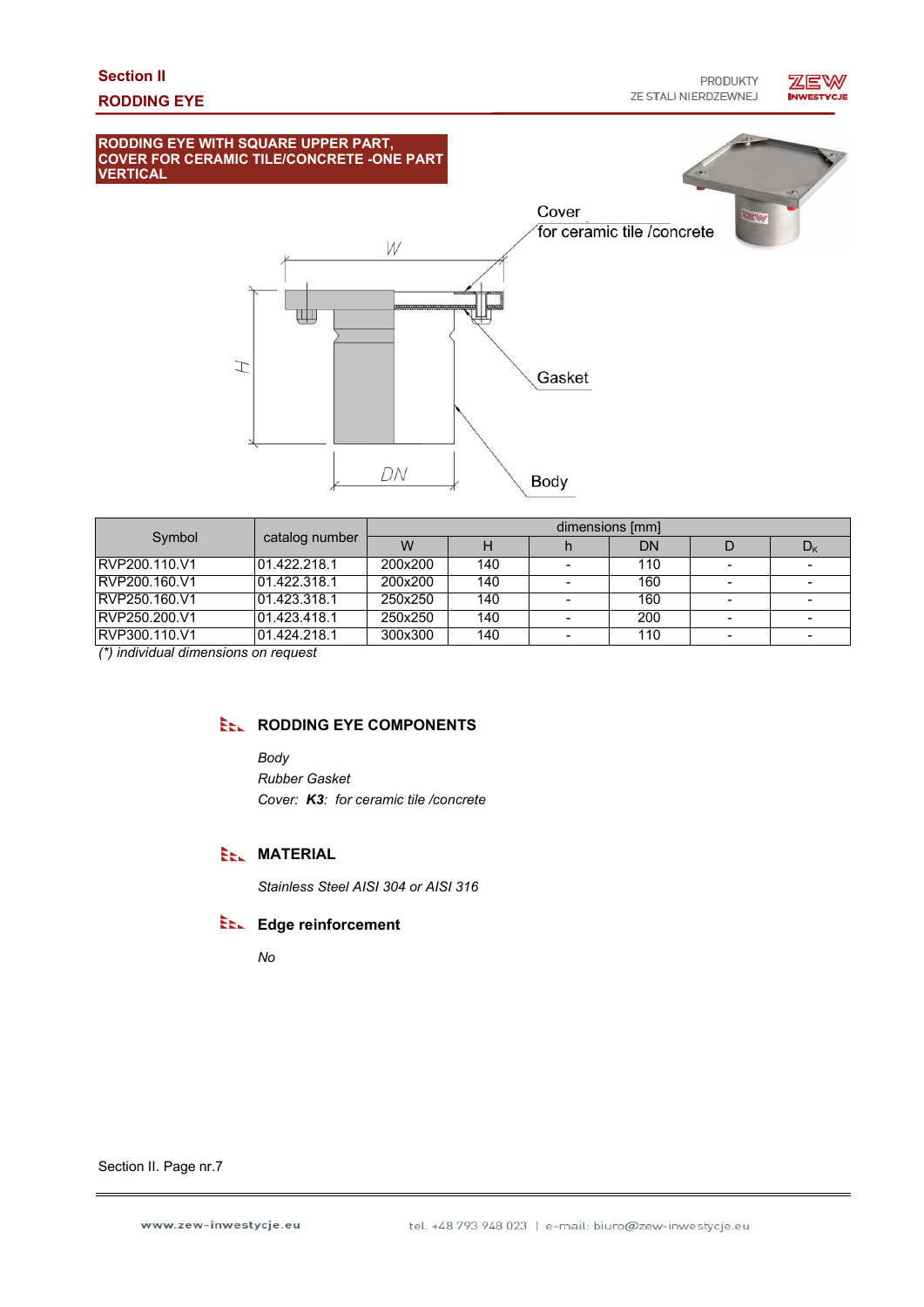## Section II

## RODDING EYE

**RODDING EYE WITH SQUARE UPPER PART, COVER FOR CERAMIC TILE/CONCRETE -ONE PART VERTICAL**

Cover for ceramic tile /concrete

Gasket

Body

| Symbol | catalog number | dimensions [mm] | | | | | |
|---|---|---|---|---|---|---|---|
| | | W | H | h | DN | D | $D_K$ |
| RVP200.110.V1 | 01.422.218.1 | 200x200 | 140 | - | 110 | - | - |
| RVP200.160.V1 | 01.422.318.1 | 200x200 | 140 | - | 160 | - | - |
| RVP250.160.V1 | 01.423.318.1 | 250x250 | 140 | - | 160 | - | - |
| RVP250.200.V1 | 01.423.418.1 | 250x250 | 140 | - | 200 | - | - |
| RVP300.110.V1 | 01.424.218.1 | 300x300 | 140 | - | 110 | - | - |

*(\*) individual dimensions on request*

### RODDING EYE COMPONENTS

*Body*
*Rubber Gasket*
*Cover: **K3**: for ceramic tile /concrete*

### MATERIAL

*Stainless Steel AISI 304 or AISI 316*

### Edge reinforcement

*No*

Section II. Page nr.7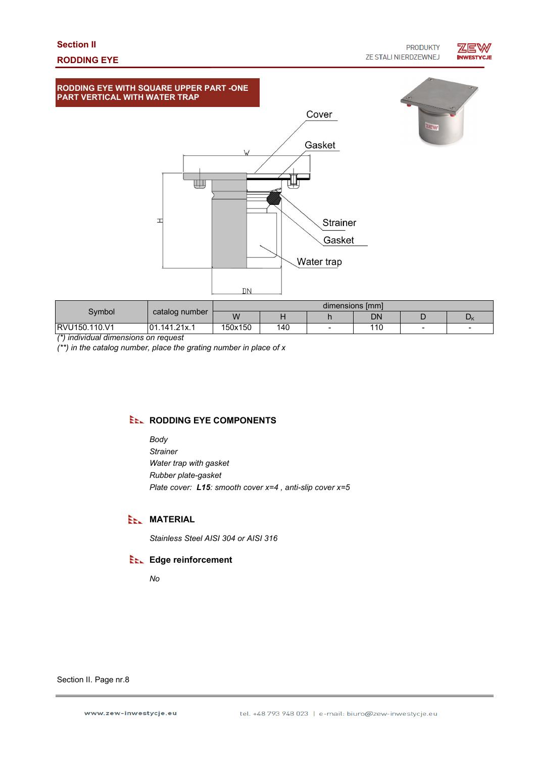## Section II
## RODDING EYE

### RODDING EYE WITH SQUARE UPPER PART -ONE PART VERTICAL WITH WATER TRAP

Cover

Gasket

Strainer

Gasket

Water trap

| Symbol | catalog number | dimensions [mm] | | | | | |
|---|---|---|---|---|---|---|---|
| | | W | H | h | DN | D | $D_K$ |
| RVU150.110.V1 | 01.141.21x.1 | 150x150 | 140 | - | 110 | - | - |

*(\*) individual dimensions on request*

*(\*\*) in the catalog number, place the grating number in place of x*

### RODDING EYE COMPONENTS

*Body*
*Strainer*
*Water trap with gasket*
*Rubber plate-gasket*
*Plate cover:* ***L15****: smooth cover x=4 , anti-slip cover x=5*

### MATERIAL

*Stainless Steel AISI 304 or AISI 316*

### Edge reinforcement

*No*

Section II. Page nr.8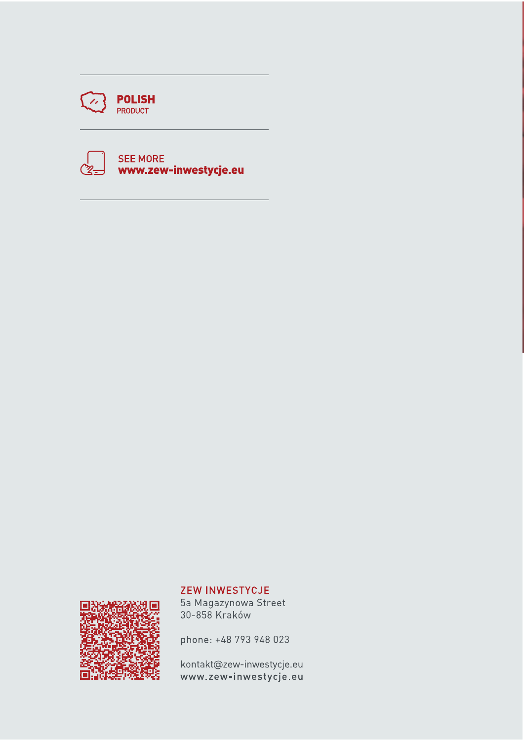**POLISH**
PRODUCT

SEE MORE
**www.zew-inwestycje.eu**

ZEW INWESTYCJE
5a Magazynowa Street
30-858 Kraków

phone: +48 793 948 023

kontakt@zew-inwestycje.eu
www.zew-inwestycje.eu